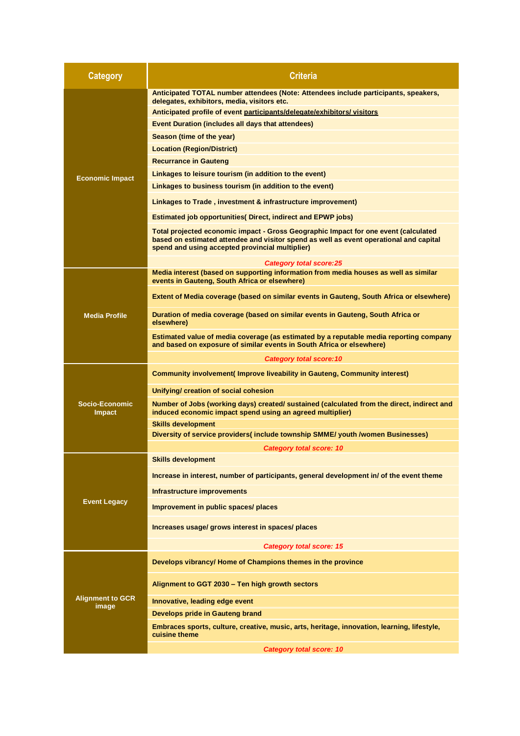| Category | Criteria |
|---|---|
| Economic Impact | **Anticipated TOTAL number attendees (Note: Attendees include participants, speakers, delegates, exhibitors, media, visitors etc.** |
| | **Anticipated profile of event participants/delegate/exhibitors/ visitors** |
| | **Event Duration (includes all days that attendees)** |
| | **Season (time of the year)** |
| | **Location (Region/District)** |
| | **Recurrance in Gauteng** |
| | **Linkages to leisure tourism (in addition to the event)** |
| | **Linkages to business tourism (in addition to the event)** |
| | **Linkages to Trade , investment & infrastructure improvement)** |
| | **Estimated job opportunities( Direct, indirect and EPWP jobs)** |
| | **Total projected economic impact - Gross Geographic Impact for one event (calculated based on estimated attendee and visitor spend as well as event operational and capital spend and using accepted provincial multiplier)** |
| | ***Category total score:25*** |
| Media Profile | **Media interest (based on supporting information from media houses as well as similar events in Gauteng, South Africa or elsewhere)** |
| | **Extent of Media coverage (based on similar events in Gauteng, South Africa or elsewhere)** |
| | **Duration of media coverage (based on similar events in Gauteng, South Africa or elsewhere)** |
| | **Estimated value of media coverage (as estimated by a reputable media reporting company and based on exposure of similar events in South Africa or elsewhere)** |
| | ***Category total score:10*** |
| Socio-Economic Impact | **Community involvement( Improve liveability in Gauteng, Community interest)** |
| | **Unifying/ creation of social cohesion** |
| | **Number of Jobs (working days) created/ sustained (calculated from the direct, indirect and induced economic impact spend using an agreed multiplier)** |
| | **Skills development** |
| | **Diversity of service providers( include township SMME/ youth /women Businesses)** |
| | ***Category total score: 10*** |
| Event Legacy | **Skills development** |
| | **Increase in interest, number of participants, general development in/ of the event theme** |
| | **Infrastructure improvements** |
| | **Improvement in public spaces/ places** |
| | **Increases usage/ grows interest in spaces/ places** |
| | ***Category total score: 15*** |
| Alignment to GCR image | **Develops vibrancy/ Home of Champions themes in the province** |
| | **Alignment to GGT 2030 – Ten high growth sectors** |
| | **Innovative, leading edge event** |
| | **Develops pride in Gauteng brand** |
| | **Embraces sports, culture, creative, music, arts, heritage, innovation, learning, lifestyle, cuisine theme** |
| | ***Category total score: 10*** |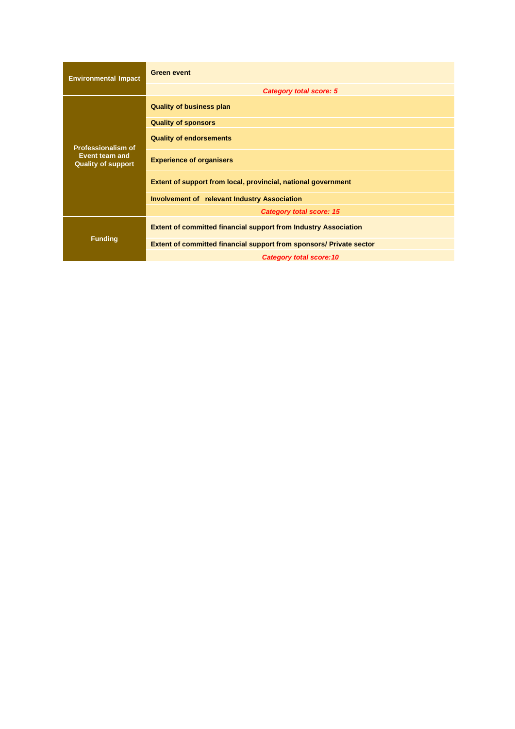| | |
|---|---|
| **Environmental Impact** | **Green event** |
| | ***Category total score: 5*** |
| **Professionalism of Event team and Quality of support** | **Quality of business plan** |
| | **Quality of sponsors** |
| | **Quality of endorsements** |
| | **Experience of organisers** |
| | **Extent of support from local, provincial, national government** |
| | **Involvement of relevant Industry Association** |
| | ***Category total score: 15*** |
| **Funding** | **Extent of committed financial support from Industry Association** |
| | **Extent of committed financial support from sponsors/ Private sector** |
| | ***Category total score:10*** |